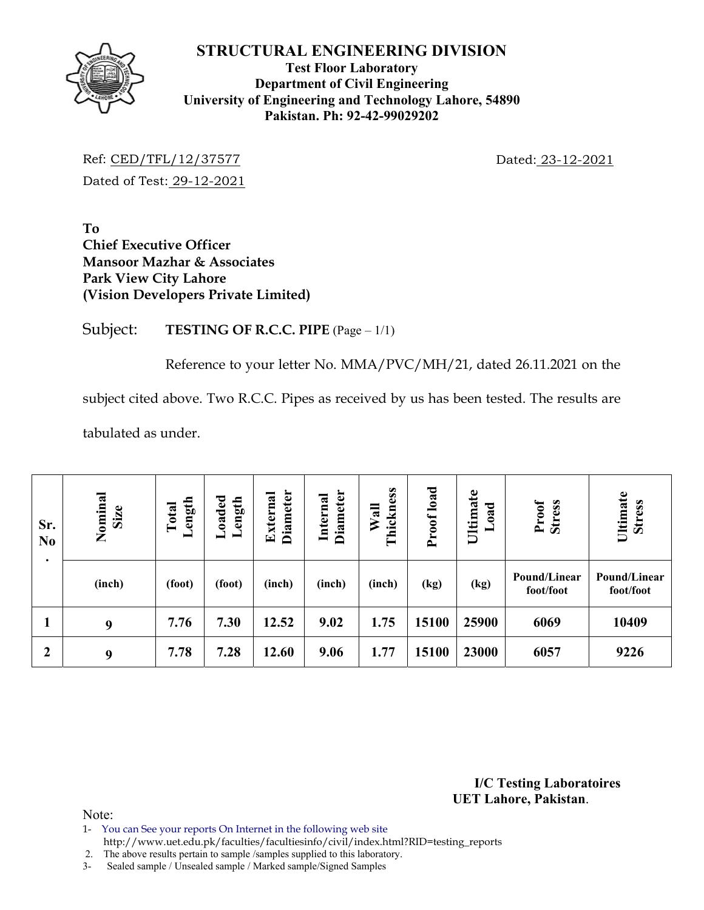# STRUCTURAL ENGINEERING DIVISION

**Test Floor Laboratory**
**Department of Civil Engineering**
**University of Engineering and Technology Lahore, 54890**
**Pakistan. Ph: 92-42-99029202**

Ref: CED/TFL/12/37577 Dated: 23-12-2021

Dated of Test: 29-12-2021

**To**
**Chief Executive Officer**
**Mansoor Mazhar & Associates**
**Park View City Lahore**
**(Vision Developers Private Limited)**

Subject: **TESTING OF R.C.C. PIPE** (Page – 1/1)

Reference to your letter No. MMA/PVC/MH/21, dated 26.11.2021 on the subject cited above. Two R.C.C. Pipes as received by us has been tested. The results are tabulated as under.

| Sr. No. | Nominal Size | Total Length | Loaded Length | External Diameter | Internal Diameter | Wall Thickness | Proof load | Ultimate Load | Proof Stress | Ultimate Stress |
|---|---|---|---|---|---|---|---|---|---|---|
| | (inch) | (foot) | (foot) | (inch) | (inch) | (inch) | (kg) | (kg) | Pound/Linear foot/foot | Pound/Linear foot/foot |
| 1 | 9 | 7.76 | 7.30 | 12.52 | 9.02 | 1.75 | 15100 | 25900 | 6069 | 10409 |
| 2 | 9 | 7.78 | 7.28 | 12.60 | 9.06 | 1.77 | 15100 | 23000 | 6057 | 9226 |

**I/C Testing Laboratoires**
**UET Lahore, Pakistan.**

Note:

1- You can See your reports On Internet in the following web site http://www.uet.edu.pk/faculties/facultiesinfo/civil/index.html?RID=testing_reports
2. The above results pertain to sample /samples supplied to this laboratory.
3- Sealed sample / Unsealed sample / Marked sample/Signed Samples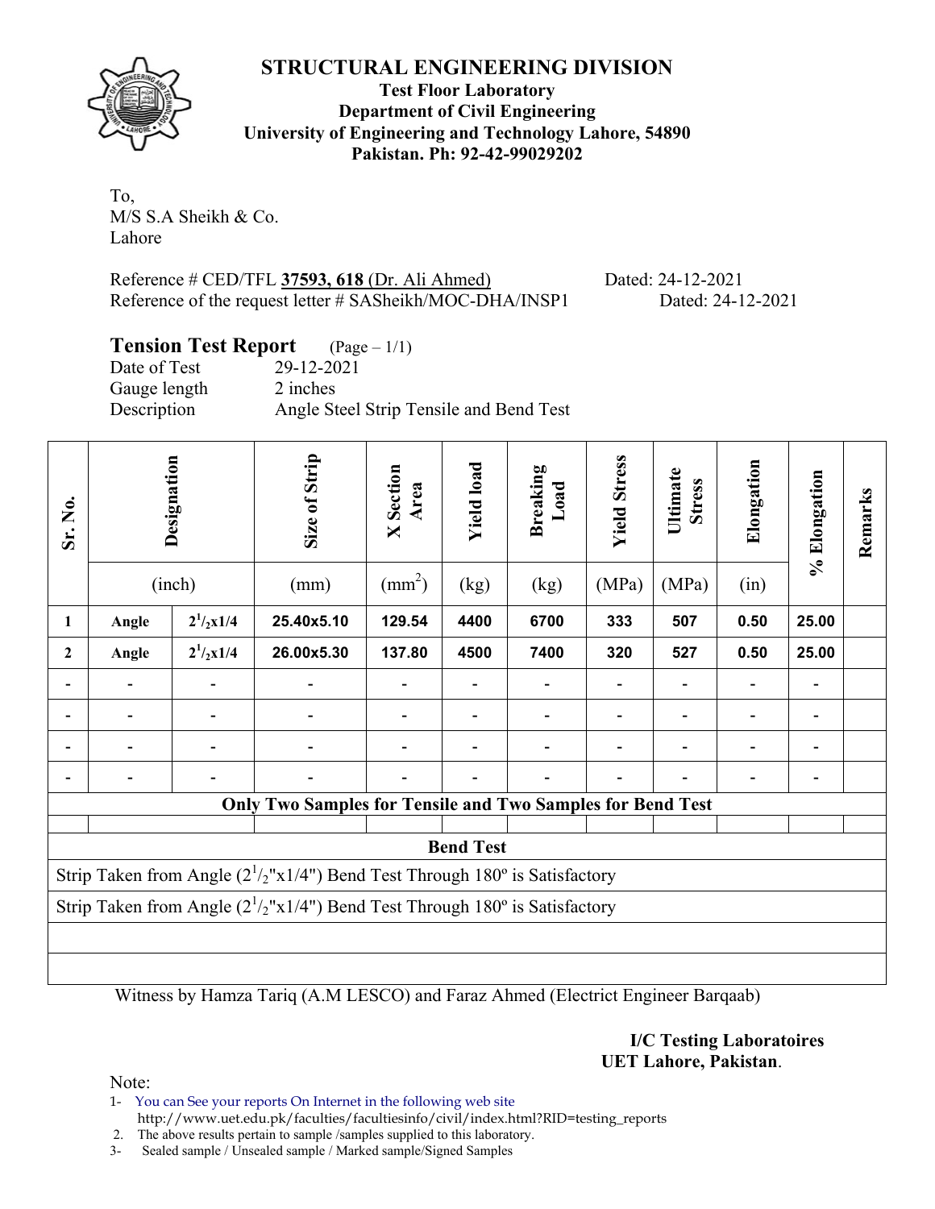# STRUCTURAL ENGINEERING DIVISION

**Test Floor Laboratory**
**Department of Civil Engineering**
**University of Engineering and Technology Lahore, 54890**
**Pakistan. Ph: 92-42-99029202**

To,
M/S S.A Sheikh & Co.
Lahore

Reference # CED/TFL **37593, 618** (Dr. Ali Ahmed) Dated: 24-12-2021
Reference of the request letter # SASheikh/MOC-DHA/INSP1 Dated: 24-12-2021

## Tension Test Report (Page – 1/1)

Date of Test: 29-12-2021
Gauge length: 2 inches
Description: Angle Steel Strip Tensile and Bend Test

| Sr. No. | Designation (inch) | | Size of Strip (mm) | X Section Area ($mm^2$) | Yield load (kg) | Breaking Load (kg) | Yield Stress (MPa) | Ultimate Stress (MPa) | Elongation (in) | % Elongation | Remarks |
|---|---|---|---|---|---|---|---|---|---|---|---|
| **1** | **Angle** | **$2^1/_2$x1/4** | **25.40x5.10** | **129.54** | **4400** | **6700** | **333** | **507** | **0.50** | **25.00** | |
| **2** | **Angle** | **$2^1/_2$x1/4** | **26.00x5.30** | **137.80** | **4500** | **7400** | **320** | **527** | **0.50** | **25.00** | |
| - | - | - | - | - | - | - | - | - | - | - | |
| - | - | - | - | - | - | - | - | - | - | - | |
| - | - | - | - | - | - | - | - | - | - | - | |
| - | - | - | - | - | - | - | - | - | - | - | |

**Only Two Samples for Tensile and Two Samples for Bend Test**

**Bend Test**

Strip Taken from Angle ($2^1/_2$"x1/4") Bend Test Through 180º is Satisfactory

Strip Taken from Angle ($2^1/_2$"x1/4") Bend Test Through 180º is Satisfactory

Witness by Hamza Tariq (A.M LESCO) and Faraz Ahmed (Electrict Engineer Barqaab)

**I/C Testing Laboratoires**
**UET Lahore, Pakistan**.

Note:
1- You can See your reports On Internet in the following web site
http://www.uet.edu.pk/faculties/facultiesinfo/civil/index.html?RID=testing_reports
2. The above results pertain to sample /samples supplied to this laboratory.
3- Sealed sample / Unsealed sample / Marked sample/Signed Samples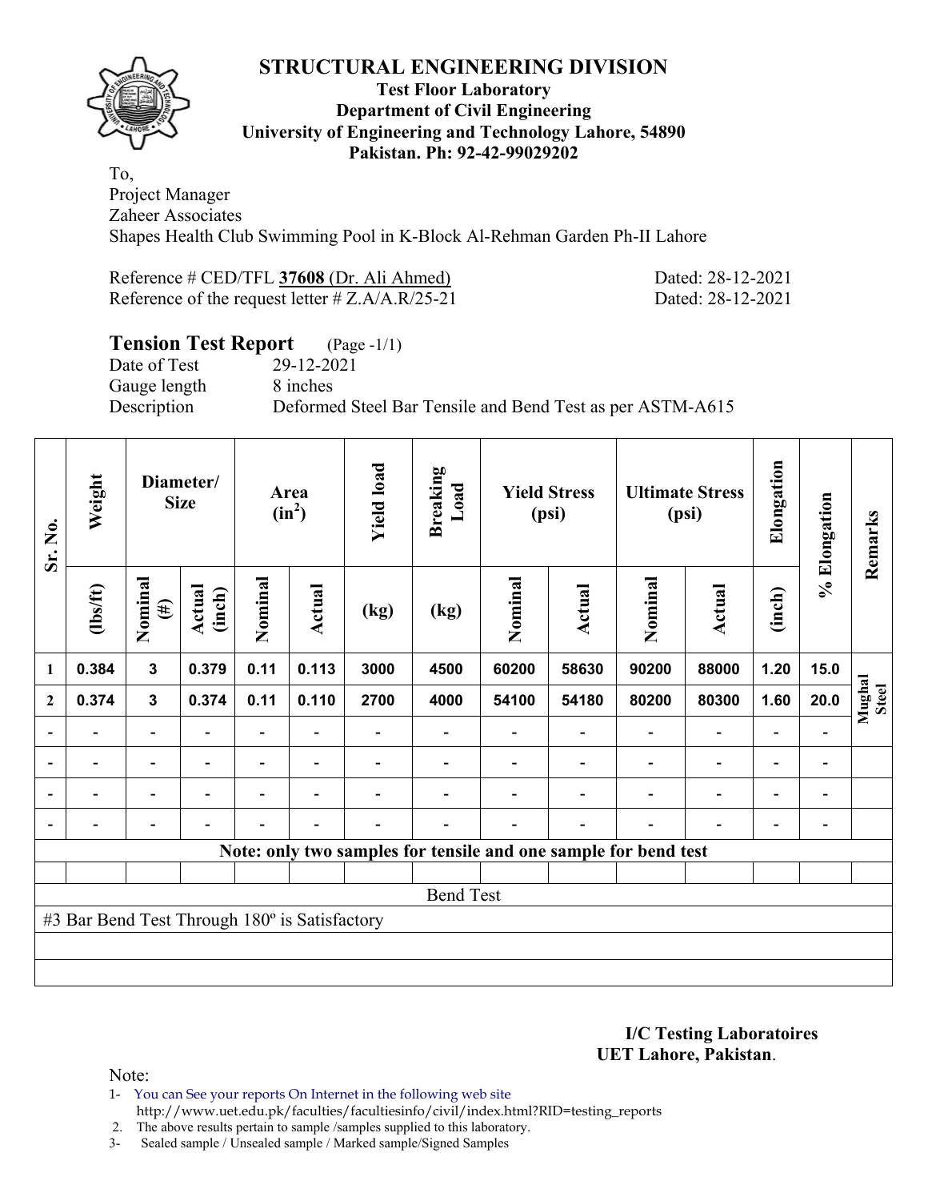# STRUCTURAL ENGINEERING DIVISION

**Test Floor Laboratory**
**Department of Civil Engineering**
**University of Engineering and Technology Lahore, 54890**
**Pakistan. Ph: 92-42-99029202**

To,
Project Manager
Zaheer Associates
Shapes Health Club Swimming Pool in K-Block Al-Rehman Garden Ph-II Lahore

Reference # CED/TFL **37608** (Dr. Ali Ahmed) Dated: 28-12-2021
Reference of the request letter # Z.A/A.R/25-21 Dated: 28-12-2021

## Tension Test Report (Page -1/1)

Date of Test 29-12-2021
Gauge length 8 inches
Description Deformed Steel Bar Tensile and Bend Test as per ASTM-A615

| Sr. No. | Weight | Diameter/ Size | | Area ($in^2$) | | Yield load | Breaking Load | Yield Stress (psi) | | Ultimate Stress (psi) | | Elongation | % Elongation | Remarks |
|---|---|---|---|---|---|---|---|---|---|---|---|---|---|---|
| | (lbs/ft) | Nominal (#) | Actual (inch) | Nominal | Actual | (kg) | (kg) | Nominal | Actual | Nominal | Actual | (inch) | | |
| 1 | 0.384 | 3 | 0.379 | 0.11 | 0.113 | 3000 | 4500 | 60200 | 58630 | 90200 | 88000 | 1.20 | 15.0 | Mughal Steel |
| 2 | 0.374 | 3 | 0.374 | 0.11 | 0.110 | 2700 | 4000 | 54100 | 54180 | 80200 | 80300 | 1.60 | 20.0 | |
| - | - | - | - | - | - | - | - | - | - | - | - | - | - | |
| - | - | - | - | - | - | - | - | - | - | - | - | - | - | |
| - | - | - | - | - | - | - | - | - | - | - | - | - | - | |
| - | - | - | - | - | - | - | - | - | - | - | - | - | - | |
| Note: only two samples for tensile and one sample for bend test | | | | | | | | | | | | | | |
| Bend Test | | | | | | | | | | | | | | |
| #3 Bar Bend Test Through 180º is Satisfactory | | | | | | | | | | | | | | |

**I/C Testing Laboratoires**
**UET Lahore, Pakistan**.

Note:

1- You can See your reports On Internet in the following web site
http://www.uet.edu.pk/faculties/facultiesinfo/civil/index.html?RID=testing_reports
2. The above results pertain to sample /samples supplied to this laboratory.
3- Sealed sample / Unsealed sample / Marked sample/Signed Samples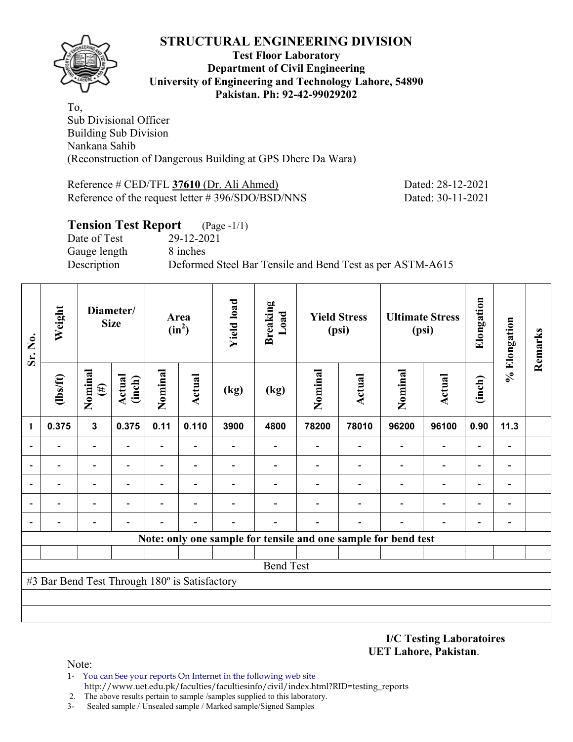# STRUCTURAL ENGINEERING DIVISION

**Test Floor Laboratory**
**Department of Civil Engineering**
**University of Engineering and Technology Lahore, 54890**
**Pakistan. Ph: 92-42-99029202**

To,
Sub Divisional Officer
Building Sub Division
Nankana Sahib
(Reconstruction of Dangerous Building at GPS Dhere Da Wara)

Reference # CED/TFL **37610** (Dr. Ali Ahmed) Dated: 28-12-2021
Reference of the request letter # 396/SDO/BSD/NNS Dated: 30-11-2021

## Tension Test Report (Page -1/1)

Date of Test 29-12-2021
Gauge length 8 inches
Description Deformed Steel Bar Tensile and Bend Test as per ASTM-A615

| Sr. No. | Weight | Diameter/ Size | | Area ($in^2$) | | Yield load | Breaking Load | Yield Stress (psi) | | Ultimate Stress (psi) | | Elongation | % Elongation | Remarks |
|---|---|---|---|---|---|---|---|---|---|---|---|---|---|---|
| | (lbs/ft) | Nominal (#) | Actual (inch) | Nominal | Actual | (kg) | (kg) | Nominal | Actual | Nominal | Actual | (inch) | | |
| 1 | 0.375 | 3 | 0.375 | 0.11 | 0.110 | 3900 | 4800 | 78200 | 78010 | 96200 | 96100 | 0.90 | 11.3 | |
| - | - | - | - | - | - | - | - | - | - | - | - | - | - | |
| - | - | - | - | - | - | - | - | - | - | - | - | - | - | |
| - | - | - | - | - | - | - | - | - | - | - | - | - | - | |
| - | - | - | - | - | - | - | - | - | - | - | - | - | - | |
| - | - | - | - | - | - | - | - | - | - | - | - | - | - | |
| Note: only one sample for tensile and one sample for bend test | | | | | | | | | | | | | | |
| Bend Test | | | | | | | | | | | | | | |
| #3 Bar Bend Test Through 180º is Satisfactory | | | | | | | | | | | | | | |

**I/C Testing Laboratoires**
**UET Lahore, Pakistan**.

Note:
1- You can See your reports On Internet in the following web site
http://www.uet.edu.pk/faculties/facultiesinfo/civil/index.html?RID=testing_reports
2. The above results pertain to sample /samples supplied to this laboratory.
3- Sealed sample / Unsealed sample / Marked sample/Signed Samples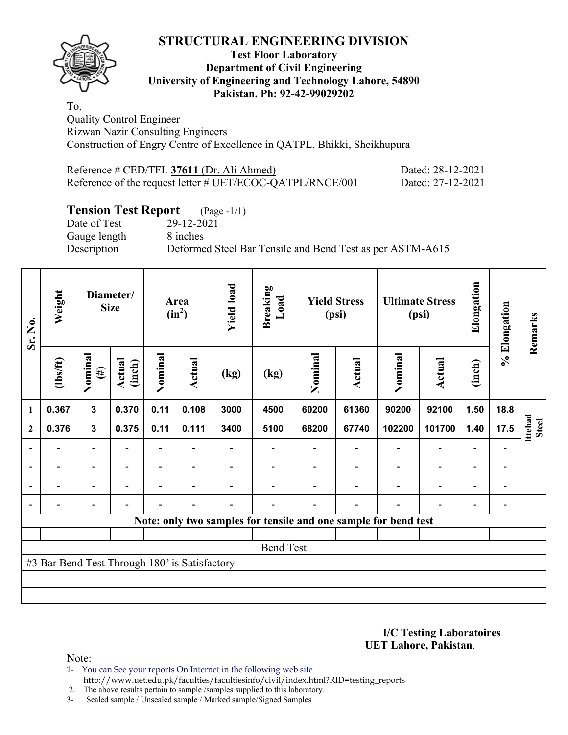## STRUCTURAL ENGINEERING DIVISION

**Test Floor Laboratory**
**Department of Civil Engineering**
**University of Engineering and Technology Lahore, 54890**
**Pakistan. Ph: 92-42-99029202**

To,
Quality Control Engineer
Rizwan Nazir Consulting Engineers
Construction of Engry Centre of Excellence in QATPL, Bhikki, Sheikhupura

Reference # CED/TFL **37611** (Dr. Ali Ahmed) Dated: 28-12-2021
Reference of the request letter # UET/ECOC-QATPL/RNCE/001 Dated: 27-12-2021

### Tension Test Report (Page -1/1)

Date of Test 29-12-2021
Gauge length 8 inches
Description Deformed Steel Bar Tensile and Bend Test as per ASTM-A615

| Sr. No. | Weight | Diameter/ Size | | Area ($in^2$) | | Yield load | Breaking Load | Yield Stress (psi) | | Ultimate Stress (psi) | | Elongation | % Elongation | Remarks |
|---|---|---|---|---|---|---|---|---|---|---|---|---|---|---|
| | (lbs/ft) | Nominal (#) | Actual (inch) | Nominal | Actual | (kg) | (kg) | Nominal | Actual | Nominal | Actual | (inch) | | |
| 1 | 0.367 | 3 | 0.370 | 0.11 | 0.108 | 3000 | 4500 | 60200 | 61360 | 90200 | 92100 | 1.50 | 18.8 | Ittehad Steel |
| 2 | 0.376 | 3 | 0.375 | 0.11 | 0.111 | 3400 | 5100 | 68200 | 67740 | 102200 | 101700 | 1.40 | 17.5 | |
| - | - | - | - | - | - | - | - | - | - | - | - | - | - | |
| - | - | - | - | - | - | - | - | - | - | - | - | - | - | |
| - | - | - | - | - | - | - | - | - | - | - | - | - | - | |
| - | - | - | - | - | - | - | - | - | - | - | - | - | - | |

**Note: only two samples for tensile and one sample for bend test**

Bend Test

#3 Bar Bend Test Through 180º is Satisfactory

**I/C Testing Laboratoires**
**UET Lahore, Pakistan**.

Note:
1- You can See your reports On Internet in the following web site
http://www.uet.edu.pk/faculties/facultiesinfo/civil/index.html?RID=testing_reports
2. The above results pertain to sample /samples supplied to this laboratory.
3- Sealed sample / Unsealed sample / Marked sample/Signed Samples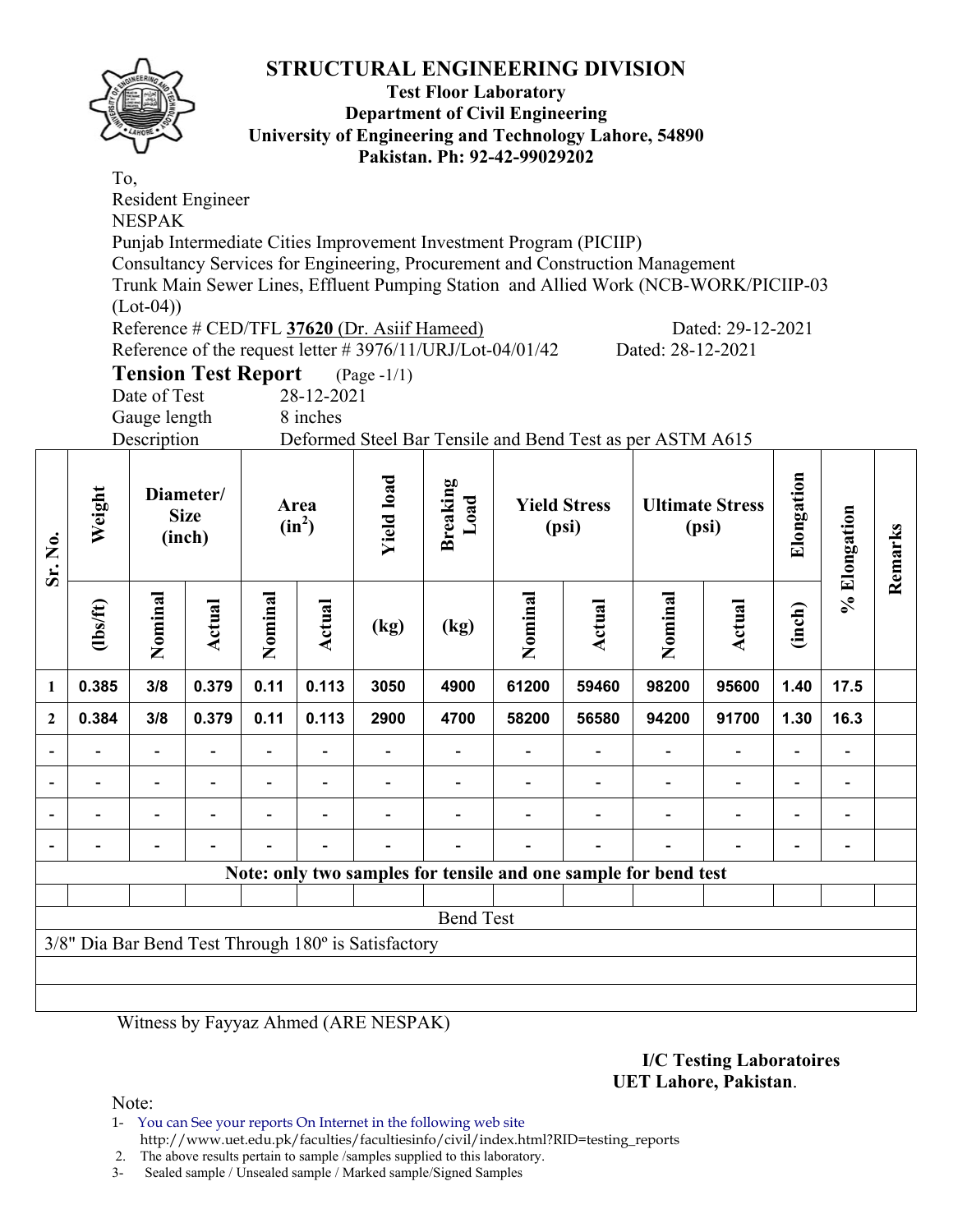# STRUCTURAL ENGINEERING DIVISION

**Test Floor Laboratory**
**Department of Civil Engineering**
**University of Engineering and Technology Lahore, 54890**
**Pakistan. Ph: 92-42-99029202**

To,
Resident Engineer
NESPAK
Punjab Intermediate Cities Improvement Investment Program (PICIIP)
Consultancy Services for Engineering, Procurement and Construction Management
Trunk Main Sewer Lines, Effluent Pumping Station and Allied Work (NCB-WORK/PICIIP-03 (Lot-04))

Reference # CED/TFL **37620** (Dr. Asiif Hameed) Dated: 29-12-2021
Reference of the request letter # 3976/11/URJ/Lot-04/01/42 Dated: 28-12-2021

**Tension Test Report** (Page -1/1)

Date of Test 28-12-2021
Gauge length 8 inches
Description Deformed Steel Bar Tensile and Bend Test as per ASTM A615

| Sr. No. | Weight | Diameter/ Size (inch) | | Area ($in^2$) | | Yield load | Breaking Load | Yield Stress (psi) | | Ultimate Stress (psi) | | Elongation | % Elongation | Remarks |
|---|---|---|---|---|---|---|---|---|---|---|---|---|---|---|
| | (lbs/ft) | Nominal | Actual | Nominal | Actual | (kg) | (kg) | Nominal | Actual | Nominal | Actual | (inch) | | |
| 1 | 0.385 | 3/8 | 0.379 | 0.11 | 0.113 | 3050 | 4900 | 61200 | 59460 | 98200 | 95600 | 1.40 | 17.5 | |
| 2 | 0.384 | 3/8 | 0.379 | 0.11 | 0.113 | 2900 | 4700 | 58200 | 56580 | 94200 | 91700 | 1.30 | 16.3 | |
| - | - | - | - | - | - | - | - | - | - | - | - | - | - | |
| - | - | - | - | - | - | - | - | - | - | - | - | - | - | |
| - | - | - | - | - | - | - | - | - | - | - | - | - | - | |
| - | - | - | - | - | - | - | - | - | - | - | - | - | - | |

**Note: only two samples for tensile and one sample for bend test**

Bend Test

3/8" Dia Bar Bend Test Through 180º is Satisfactory

Witness by Fayyaz Ahmed (ARE NESPAK)

**I/C Testing Laboratoires**
**UET Lahore, Pakistan**.

Note:
1- You can See your reports On Internet in the following web site
http://www.uet.edu.pk/faculties/facultiesinfo/civil/index.html?RID=testing_reports
2. The above results pertain to sample /samples supplied to this laboratory.
3- Sealed sample / Unsealed sample / Marked sample/Signed Samples